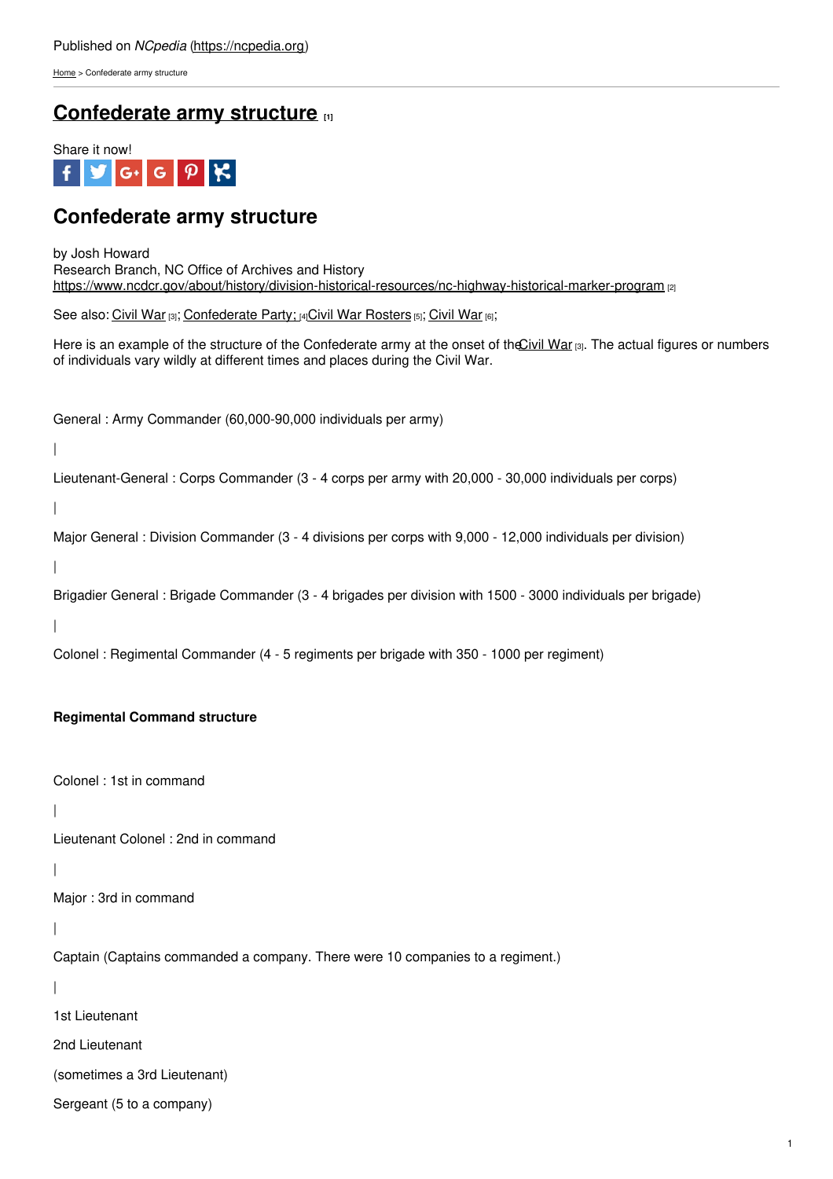Published on *NCpedia* (https://ncpedia.org)

Home > Confederate army structure

# Confederate army structure [1]

Share it now!

## Confederate army structure

by Josh Howard
Research Branch, NC Office of Archives and History
https://www.ncdcr.gov/about/history/division-historical-resources/nc-highway-historical-marker-program [2]

See also: Civil War [3]; Confederate Party; [4]Civil War Rosters [5]; Civil War [6];

Here is an example of the structure of the Confederate army at the onset of the Civil War [3]. The actual figures or numbers of individuals vary wildly at different times and places during the Civil War.

General : Army Commander (60,000-90,000 individuals per army)

|

Lieutenant-General : Corps Commander (3 - 4 corps per army with 20,000 - 30,000 individuals per corps)

|

Major General : Division Commander (3 - 4 divisions per corps with 9,000 - 12,000 individuals per division)

|

Brigadier General : Brigade Commander (3 - 4 brigades per division with 1500 - 3000 individuals per brigade)

|

Colonel : Regimental Commander (4 - 5 regiments per brigade with 350 - 1000 per regiment)

**Regimental Command structure**

Colonel : 1st in command

|

Lieutenant Colonel : 2nd in command

|

Major : 3rd in command

|

Captain (Captains commanded a company. There were 10 companies to a regiment.)

|

1st Lieutenant

2nd Lieutenant

(sometimes a 3rd Lieutenant)

Sergeant (5 to a company)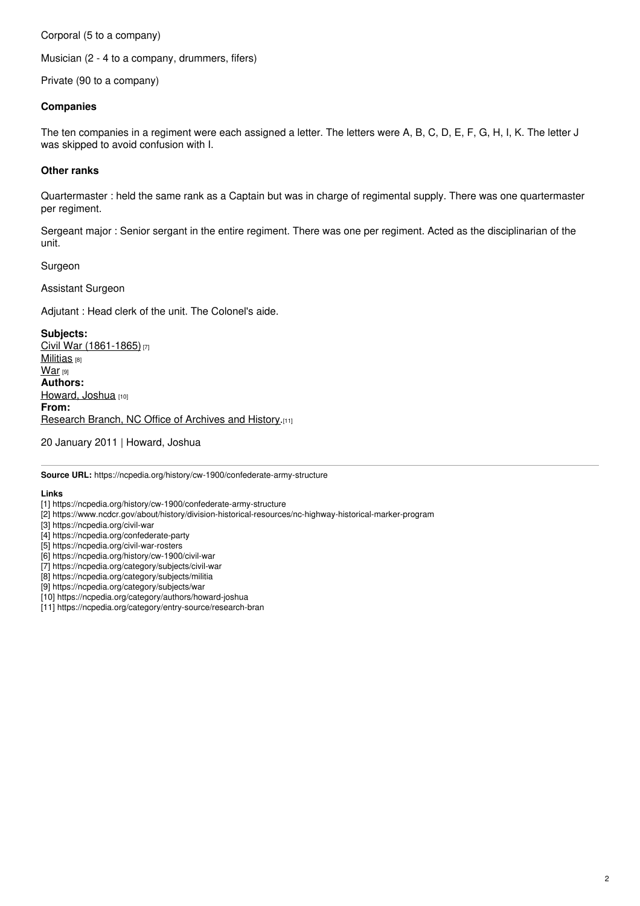Corporal (5 to a company)

Musician (2 - 4 to a company, drummers, fifers)

Private (90 to a company)

### Companies

The ten companies in a regiment were each assigned a letter. The letters were A, B, C, D, E, F, G, H, I, K. The letter J was skipped to avoid confusion with I.

### Other ranks

Quartermaster : held the same rank as a Captain but was in charge of regimental supply. There was one quartermaster per regiment.

Sergeant major : Senior sergant in the entire regiment. There was one per regiment. Acted as the disciplinarian of the unit.

Surgeon

Assistant Surgeon

Adjutant : Head clerk of the unit. The Colonel's aide.

**Subjects:**
Civil War (1861-1865) [7]
Militias [8]
War [9]
**Authors:**
Howard, Joshua [10]
**From:**
Research Branch, NC Office of Archives and History.[11]

20 January 2011 | Howard, Joshua

**Source URL:** https://ncpedia.org/history/cw-1900/confederate-army-structure

**Links**
[1] https://ncpedia.org/history/cw-1900/confederate-army-structure
[2] https://www.ncdcr.gov/about/history/division-historical-resources/nc-highway-historical-marker-program
[3] https://ncpedia.org/civil-war
[4] https://ncpedia.org/confederate-party
[5] https://ncpedia.org/civil-war-rosters
[6] https://ncpedia.org/history/cw-1900/civil-war
[7] https://ncpedia.org/category/subjects/civil-war
[8] https://ncpedia.org/category/subjects/militia
[9] https://ncpedia.org/category/subjects/war
[10] https://ncpedia.org/category/authors/howard-joshua
[11] https://ncpedia.org/category/entry-source/research-bran